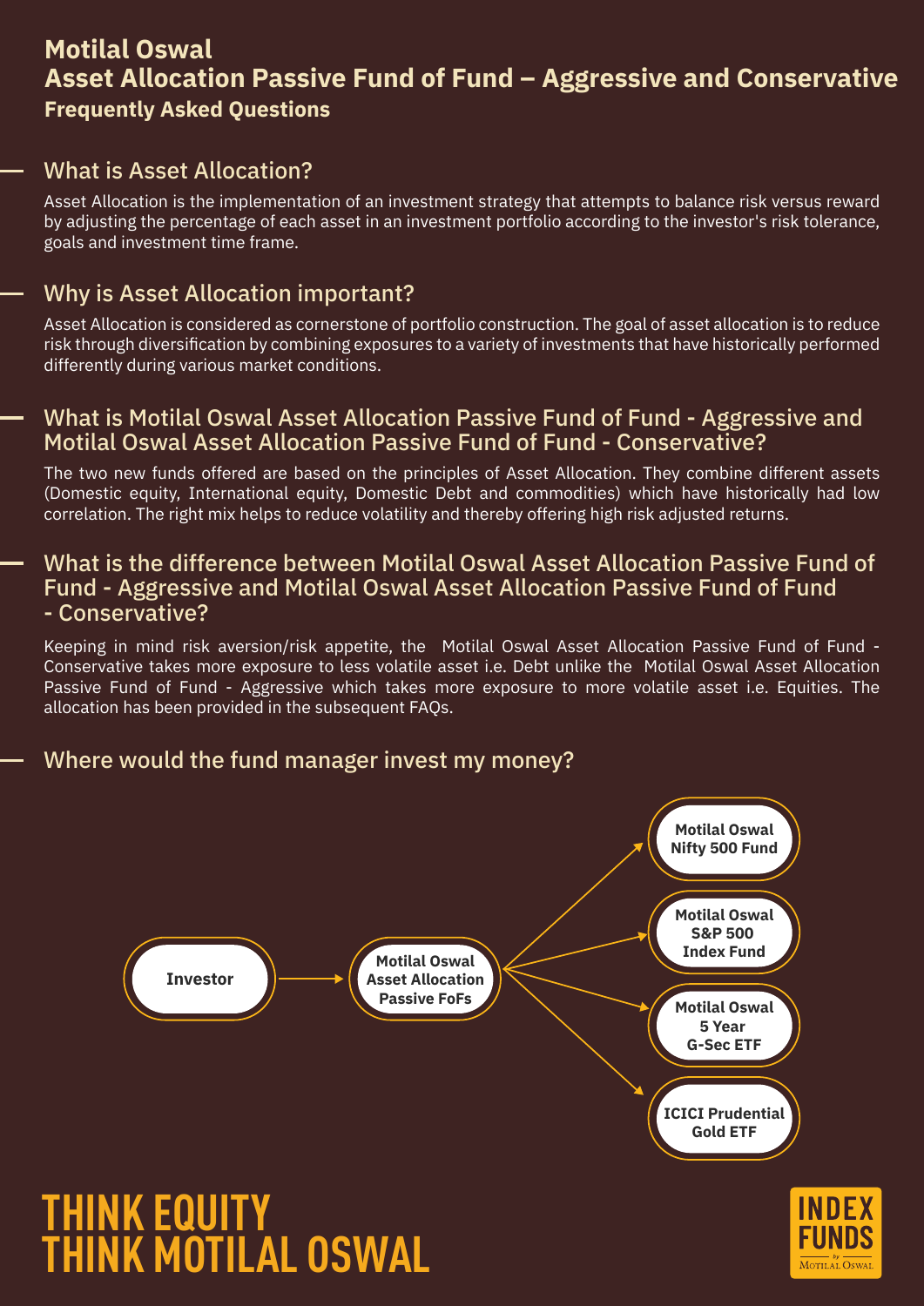# Motilal Oswal
# Asset Allocation Passive Fund of Fund – Aggressive and Conservative
### Frequently Asked Questions

## What is Asset Allocation?

Asset Allocation is the implementation of an investment strategy that attempts to balance risk versus reward by adjusting the percentage of each asset in an investment portfolio according to the investor's risk tolerance, goals and investment time frame.

## Why is Asset Allocation important?

Asset Allocation is considered as cornerstone of portfolio construction. The goal of asset allocation is to reduce risk through diversification by combining exposures to a variety of investments that have historically performed differently during various market conditions.

## What is Motilal Oswal Asset Allocation Passive Fund of Fund - Aggressive and Motilal Oswal Asset Allocation Passive Fund of Fund - Conservative?

The two new funds offered are based on the principles of Asset Allocation. They combine different assets (Domestic equity, International equity, Domestic Debt and commodities) which have historically had low correlation. The right mix helps to reduce volatility and thereby offering high risk adjusted returns.

## What is the difference between Motilal Oswal Asset Allocation Passive Fund of Fund - Aggressive and Motilal Oswal Asset Allocation Passive Fund of Fund - Conservative?

Keeping in mind risk aversion/risk appetite, the Motilal Oswal Asset Allocation Passive Fund of Fund - Conservative takes more exposure to less volatile asset i.e. Debt unlike the Motilal Oswal Asset Allocation Passive Fund of Fund - Aggressive which takes more exposure to more volatile asset i.e. Equities. The allocation has been provided in the subsequent FAQs.

## Where would the fund manager invest my money?

Investor → Motilal Oswal Asset Allocation Passive FoFs →
- Motilal Oswal Nifty 500 Fund
- Motilal Oswal S&P 500 Index Fund
- Motilal Oswal 5 Year G-Sec ETF
- ICICI Prudential Gold ETF

**THINK EQUITY**
**THINK MOTILAL OSWAL**

INDEX FUNDS by Motilal Oswal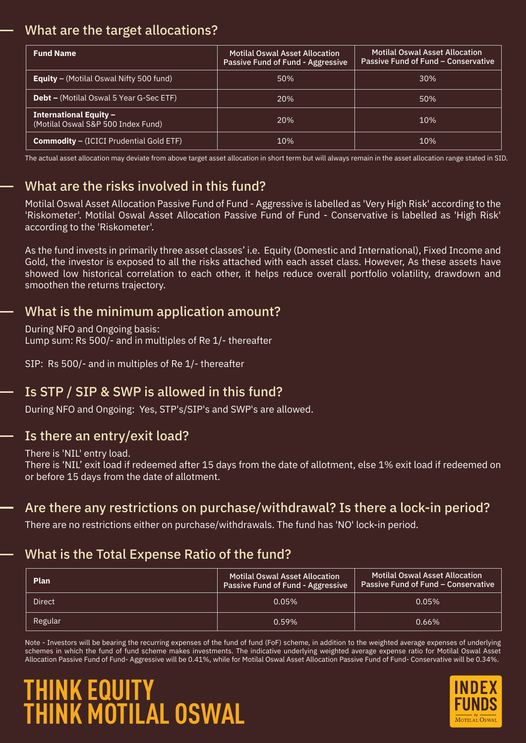## What are the target allocations?

| Fund Name | Motilal Oswal Asset Allocation Passive Fund of Fund - Aggressive | Motilal Oswal Asset Allocation Passive Fund of Fund – Conservative |
|---|---|---|
| **Equity –** (Motilal Oswal Nifty 500 fund) | 50% | 30% |
| **Debt –** (Motilal Oswal 5 Year G-Sec ETF) | 20% | 50% |
| **International Equity –** (Motilal Oswal S&P 500 Index Fund) | 20% | 10% |
| **Commodity –** (ICICI Prudential Gold ETF) | 10% | 10% |

The actual asset allocation may deviate from above target asset allocation in short term but will always remain in the asset allocation range stated in SID.

## What are the risks involved in this fund?

Motilal Oswal Asset Allocation Passive Fund of Fund - Aggressive is labelled as 'Very High Risk' according to the 'Riskometer'. Motilal Oswal Asset Allocation Passive Fund of Fund - Conservative is labelled as 'High Risk' according to the 'Riskometer'.

As the fund invests in primarily three asset classes' i.e. Equity (Domestic and International), Fixed Income and Gold, the investor is exposed to all the risks attached with each asset class. However, As these assets have showed low historical correlation to each other, it helps reduce overall portfolio volatility, drawdown and smoothen the returns trajectory.

## What is the minimum application amount?

During NFO and Ongoing basis:
Lump sum: Rs 500/- and in multiples of Re 1/- thereafter

SIP: Rs 500/- and in multiples of Re 1/- thereafter

## Is STP / SIP & SWP is allowed in this fund?

During NFO and Ongoing: Yes, STP's/SIP's and SWP's are allowed.

## Is there an entry/exit load?

There is 'NIL' entry load.
There is 'NIL' exit load if redeemed after 15 days from the date of allotment, else 1% exit load if redeemed on or before 15 days from the date of allotment.

## Are there any restrictions on purchase/withdrawal? Is there a lock-in period?

There are no restrictions either on purchase/withdrawals. The fund has 'NO' lock-in period.

## What is the Total Expense Ratio of the fund?

| Plan | Motilal Oswal Asset Allocation Passive Fund of Fund - Aggressive | Motilal Oswal Asset Allocation Passive Fund of Fund – Conservative |
|---|---|---|
| Direct | 0.05% | 0.05% |
| Regular | 0.59% | 0.66% |

Note - Investors will be bearing the recurring expenses of the fund of fund (FoF) scheme, in addition to the weighted average expenses of underlying schemes in which the fund of fund scheme makes investments. The indicative underlying weighted average expense ratio for Motilal Oswal Asset Allocation Passive Fund of Fund- Aggressive will be 0.41%, while for Motilal Oswal Asset Allocation Passive Fund of Fund- Conservative will be 0.34%.

**THINK EQUITY**
**THINK MOTILAL OSWAL**

INDEX FUNDS by Motilal Oswal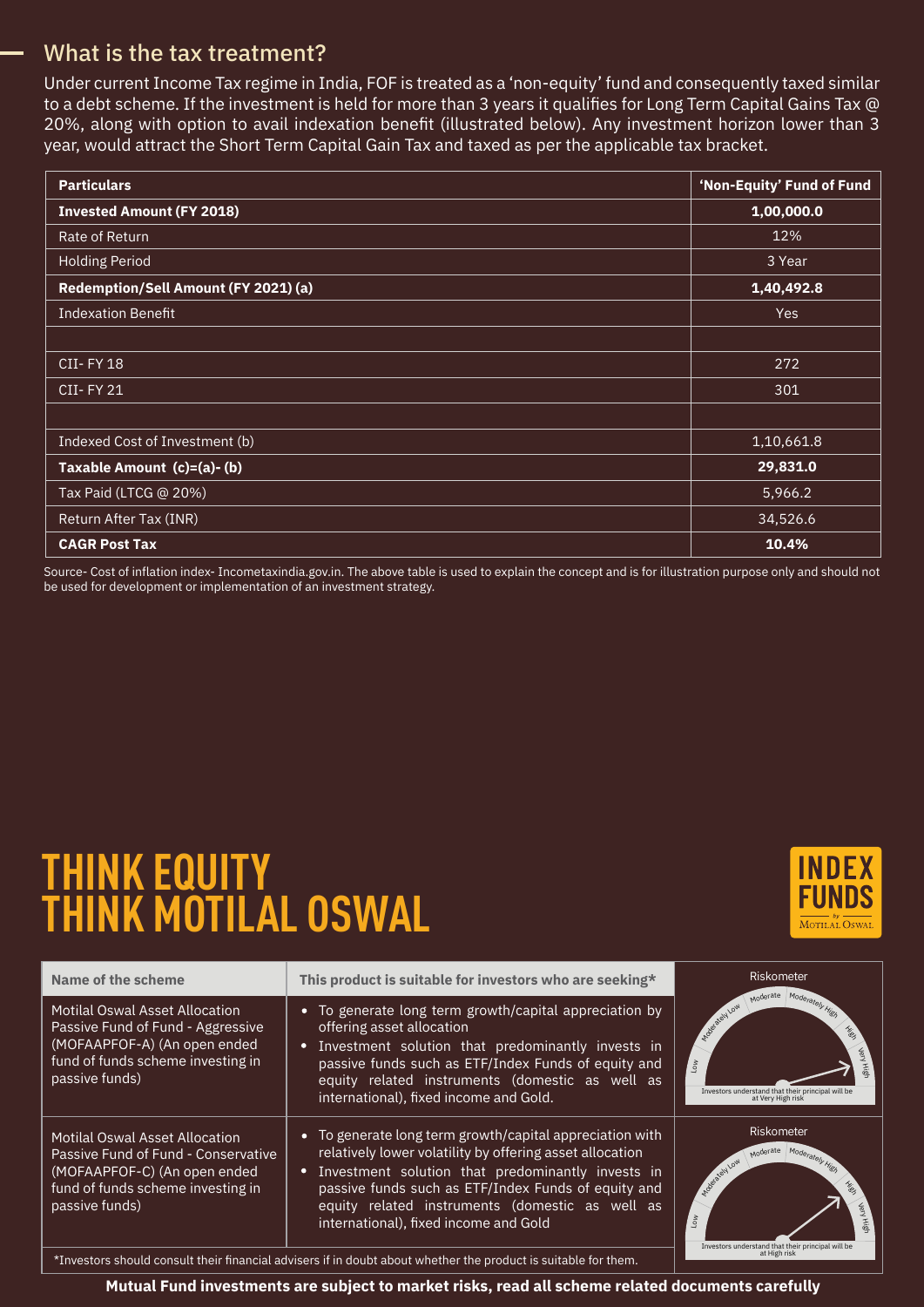## What is the tax treatment?

Under current Income Tax regime in India, FOF is treated as a 'non-equity' fund and consequently taxed similar to a debt scheme. If the investment is held for more than 3 years it qualifies for Long Term Capital Gains Tax @ 20%, along with option to avail indexation benefit (illustrated below). Any investment horizon lower than 3 year, would attract the Short Term Capital Gain Tax and taxed as per the applicable tax bracket.

| **Particulars** | **'Non-Equity' Fund of Fund** |
|---|---|
| **Invested Amount (FY 2018)** | **1,00,000.0** |
| Rate of Return | 12% |
| Holding Period | 3 Year |
| **Redemption/Sell Amount (FY 2021) (a)** | **1,40,492.8** |
| Indexation Benefit | Yes |
| | |
| CII- FY 18 | 272 |
| CII- FY 21 | 301 |
| | |
| Indexed Cost of Investment (b) | 1,10,661.8 |
| **Taxable Amount (c)=(a)- (b)** | **29,831.0** |
| Tax Paid (LTCG @ 20%) | 5,966.2 |
| Return After Tax (INR) | 34,526.6 |
| **CAGR Post Tax** | **10.4%** |

Source- Cost of inflation index- Incometaxindia.gov.in. The above table is used to explain the concept and is for illustration purpose only and should not be used for development or implementation of an investment strategy.

# THINK EQUITY THINK MOTILAL OSWAL

INDEX FUNDS by MOTILAL OSWAL

| Name of the scheme | This product is suitable for investors who are seeking* | Riskometer |
|---|---|---|
| Motilal Oswal Asset Allocation Passive Fund of Fund - Aggressive (MOFAAPFOF-A) (An open ended fund of funds scheme investing in passive funds) | • To generate long term growth/capital appreciation by offering asset allocation<br>• Investment solution that predominantly invests in passive funds such as ETF/Index Funds of equity and equity related instruments (domestic as well as international), fixed income and Gold. | Low, Moderately Low, Moderate, Moderately High, High, Very High<br>Investors understand that their principal will be at Very High risk |
| Motilal Oswal Asset Allocation Passive Fund of Fund - Conservative (MOFAAPFOF-C) (An open ended fund of funds scheme investing in passive funds) | • To generate long term growth/capital appreciation with relatively lower volatility by offering asset allocation<br>• Investment solution that predominantly invests in passive funds such as ETF/Index Funds of equity and equity related instruments (domestic as well as international), fixed income and Gold | Low, Moderately Low, Moderate, Moderately High, High, Very High<br>Investors understand that their principal will be at High risk |

*Investors should consult their financial advisers in doubt about whether the product is suitable for them.

**Mutual Fund investments are subject to market risks, read all scheme related documents carefully**